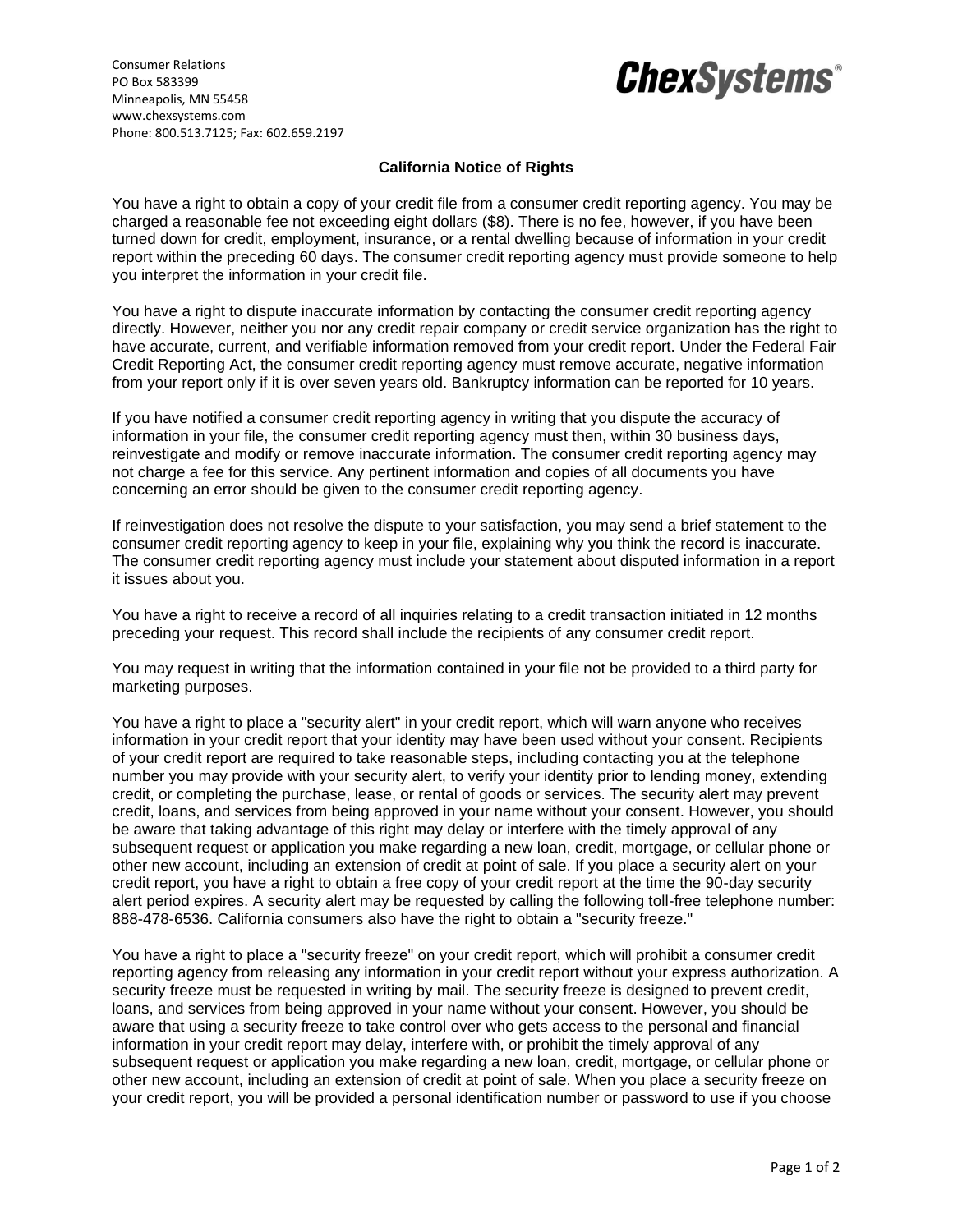Consumer Relations
PO Box 583399
Minneapolis, MN 55458
www.chexsystems.com
Phone: 800.513.7125; Fax: 602.659.2197

**ChexSystems**®

## California Notice of Rights

You have a right to obtain a copy of your credit file from a consumer credit reporting agency. You may be charged a reasonable fee not exceeding eight dollars ($8). There is no fee, however, if you have been turned down for credit, employment, insurance, or a rental dwelling because of information in your credit report within the preceding 60 days. The consumer credit reporting agency must provide someone to help you interpret the information in your credit file.

You have a right to dispute inaccurate information by contacting the consumer credit reporting agency directly. However, neither you nor any credit repair company or credit service organization has the right to have accurate, current, and verifiable information removed from your credit report. Under the Federal Fair Credit Reporting Act, the consumer credit reporting agency must remove accurate, negative information from your report only if it is over seven years old. Bankruptcy information can be reported for 10 years.

If you have notified a consumer credit reporting agency in writing that you dispute the accuracy of information in your file, the consumer credit reporting agency must then, within 30 business days, reinvestigate and modify or remove inaccurate information. The consumer credit reporting agency may not charge a fee for this service. Any pertinent information and copies of all documents you have concerning an error should be given to the consumer credit reporting agency.

If reinvestigation does not resolve the dispute to your satisfaction, you may send a brief statement to the consumer credit reporting agency to keep in your file, explaining why you think the record is inaccurate. The consumer credit reporting agency must include your statement about disputed information in a report it issues about you.

You have a right to receive a record of all inquiries relating to a credit transaction initiated in 12 months preceding your request. This record shall include the recipients of any consumer credit report.

You may request in writing that the information contained in your file not be provided to a third party for marketing purposes.

You have a right to place a "security alert" in your credit report, which will warn anyone who receives information in your credit report that your identity may have been used without your consent. Recipients of your credit report are required to take reasonable steps, including contacting you at the telephone number you may provide with your security alert, to verify your identity prior to lending money, extending credit, or completing the purchase, lease, or rental of goods or services. The security alert may prevent credit, loans, and services from being approved in your name without your consent. However, you should be aware that taking advantage of this right may delay or interfere with the timely approval of any subsequent request or application you make regarding a new loan, credit, mortgage, or cellular phone or other new account, including an extension of credit at point of sale. If you place a security alert on your credit report, you have a right to obtain a free copy of your credit report at the time the 90-day security alert period expires. A security alert may be requested by calling the following toll-free telephone number: 888-478-6536. California consumers also have the right to obtain a "security freeze."

You have a right to place a "security freeze" on your credit report, which will prohibit a consumer credit reporting agency from releasing any information in your credit report without your express authorization. A security freeze must be requested in writing by mail. The security freeze is designed to prevent credit, loans, and services from being approved in your name without your consent. However, you should be aware that using a security freeze to take control over who gets access to the personal and financial information in your credit report may delay, interfere with, or prohibit the timely approval of any subsequent request or application you make regarding a new loan, credit, mortgage, or cellular phone or other new account, including an extension of credit at point of sale. When you place a security freeze on your credit report, you will be provided a personal identification number or password to use if you choose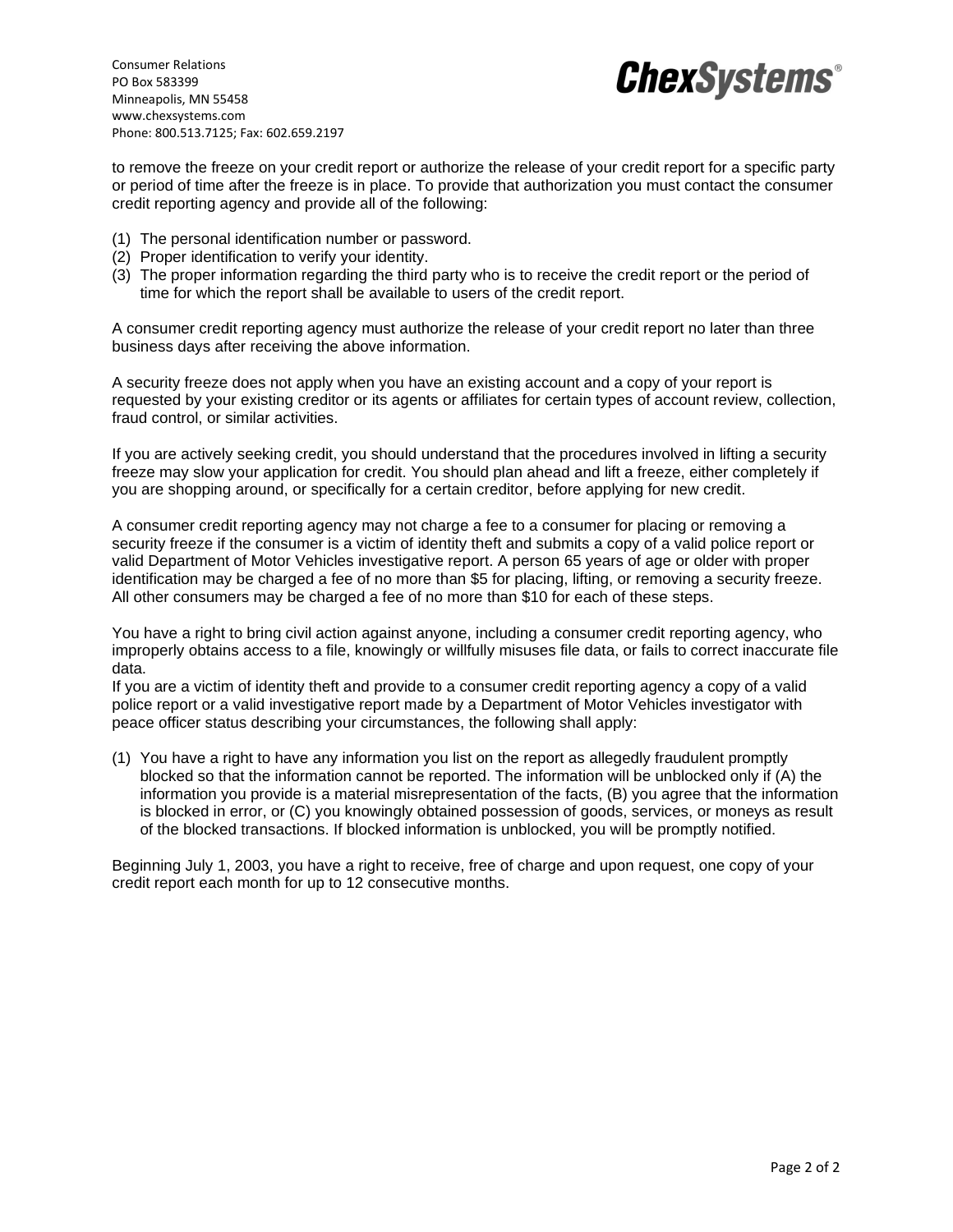Consumer Relations
PO Box 583399
Minneapolis, MN 55458
www.chexsystems.com
Phone: 800.513.7125; Fax: 602.659.2197

**ChexSystems®**

to remove the freeze on your credit report or authorize the release of your credit report for a specific party or period of time after the freeze is in place. To provide that authorization you must contact the consumer credit reporting agency and provide all of the following:

(1) The personal identification number or password.
(2) Proper identification to verify your identity.
(3) The proper information regarding the third party who is to receive the credit report or the period of time for which the report shall be available to users of the credit report.

A consumer credit reporting agency must authorize the release of your credit report no later than three business days after receiving the above information.

A security freeze does not apply when you have an existing account and a copy of your report is requested by your existing creditor or its agents or affiliates for certain types of account review, collection, fraud control, or similar activities.

If you are actively seeking credit, you should understand that the procedures involved in lifting a security freeze may slow your application for credit. You should plan ahead and lift a freeze, either completely if you are shopping around, or specifically for a certain creditor, before applying for new credit.

A consumer credit reporting agency may not charge a fee to a consumer for placing or removing a security freeze if the consumer is a victim of identity theft and submits a copy of a valid police report or valid Department of Motor Vehicles investigative report. A person 65 years of age or older with proper identification may be charged a fee of no more than $5 for placing, lifting, or removing a security freeze. All other consumers may be charged a fee of no more than $10 for each of these steps.

You have a right to bring civil action against anyone, including a consumer credit reporting agency, who improperly obtains access to a file, knowingly or willfully misuses file data, or fails to correct inaccurate file data.

If you are a victim of identity theft and provide to a consumer credit reporting agency a copy of a valid police report or a valid investigative report made by a Department of Motor Vehicles investigator with peace officer status describing your circumstances, the following shall apply:

(1) You have a right to have any information you list on the report as allegedly fraudulent promptly blocked so that the information cannot be reported. The information will be unblocked only if (A) the information you provide is a material misrepresentation of the facts, (B) you agree that the information is blocked in error, or (C) you knowingly obtained possession of goods, services, or moneys as result of the blocked transactions. If blocked information is unblocked, you will be promptly notified.

Beginning July 1, 2003, you have a right to receive, free of charge and upon request, one copy of your credit report each month for up to 12 consecutive months.